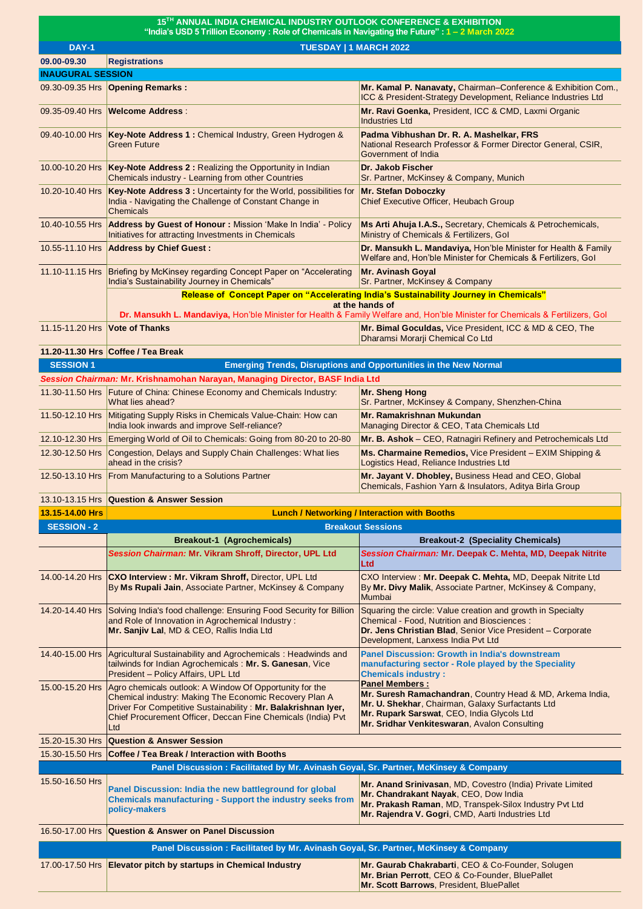# 15[TH] ANNUAL INDIA CHEMICAL INDUSTRY OUTLOOK CONFERENCE & EXHIBITION

**"India's USD 5 Trillion Economy : Role of Chemicals in Navigating the Future" : 1 – 2 March 2022**

## DAY-1 — TUESDAY | 1 MARCH 2022

| Time | Programme | Speaker |
|---|---|---|
| **09.00-09.30** | **Registrations** | |
| **INAUGURAL SESSION** | | |
| 09.30-09.35 Hrs | **Opening Remarks :** | **Mr. Kamal P. Nanavaty,** Chairman–Conference & Exhibition Com., ICC & President-Strategy Development, Reliance Industries Ltd |
| 09.35-09.40 Hrs | **Welcome Address** : | **Mr. Ravi Goenka,** President, ICC & CMD, Laxmi Organic Industries Ltd |
| 09.40-10.00 Hrs | **Key-Note Address 1 :** Chemical Industry, Green Hydrogen & Green Future | **Padma Vibhushan Dr. R. A. Mashelkar, FRS** National Research Professor & Former Director General, CSIR, Government of India |
| 10.00-10.20 Hrs | **Key-Note Address 2 :** Realizing the Opportunity in Indian Chemicals industry - Learning from other Countries | **Dr. Jakob Fischer** Sr. Partner, McKinsey & Company, Munich |
| 10.20-10.40 Hrs | **Key-Note Address 3 :** Uncertainty for the World, possibilities for India - Navigating the Challenge of Constant Change in Chemicals | **Mr. Stefan Doboczky** Chief Executive Officer, Heubach Group |
| 10.40-10.55 Hrs | **Address by Guest of Honour :** Mission 'Make In India' - Policy Initiatives for attracting Investments in Chemicals | **Ms Arti Ahuja I.A.S.,** Secretary, Chemicals & Petrochemicals, Ministry of Chemicals & Fertilizers, GoI |
| 10.55-11.10 Hrs | **Address by Chief Guest :** | **Dr. Mansukh L. Mandaviya,** Hon'ble Minister for Health & Family Welfare and, Hon'ble Minister for Chemicals & Fertilizers, GoI |
| 11.10-11.15 Hrs | Briefing by McKinsey regarding Concept Paper on "Accelerating India's Sustainability Journey in Chemicals" | **Mr. Avinash Goyal** Sr. Partner, McKinsey & Company |
| | **Release of Concept Paper on "Accelerating India's Sustainability Journey in Chemicals" at the hands of Dr. Mansukh L. Mandaviya,** Hon'ble Minister for Health & Family Welfare and, Hon'ble Minister for Chemicals & Fertilizers, GoI | |
| 11.15-11.20 Hrs | **Vote of Thanks** | **Mr. Bimal Goculdas,** Vice President, ICC & MD & CEO, The Dharamsi Morarji Chemical Co Ltd |
| **11.20-11.30 Hrs** | **Coffee / Tea Break** | |

## SESSION 1 — Emerging Trends, Disruptions and Opportunities in the New Normal

*Session Chairman:* **Mr. Krishnamohan Narayan, Managing Director, BASF India Ltd**

| Time | Topic | Speaker |
|---|---|---|
| 11.30-11.50 Hrs | Future of China: Chinese Economy and Chemicals Industry: What lies ahead? | **Mr. Sheng Hong** Sr. Partner, McKinsey & Company, Shenzhen-China |
| 11.50-12.10 Hrs | Mitigating Supply Risks in Chemicals Value-Chain: How can India look inwards and improve Self-reliance? | **Mr. Ramakrishnan Mukundan** Managing Director & CEO, Tata Chemicals Ltd |
| 12.10-12.30 Hrs | Emerging World of Oil to Chemicals: Going from 80-20 to 20-80 | **Mr. B. Ashok** – CEO, Ratnagiri Refinery and Petrochemicals Ltd |
| 12.30-12.50 Hrs | Congestion, Delays and Supply Chain Challenges: What lies ahead in the crisis? | **Ms. Charmaine Remedios,** Vice President – EXIM Shipping & Logistics Head, Reliance Industries Ltd |
| 12.50-13.10 Hrs | From Manufacturing to a Solutions Partner | **Mr. Jayant V. Dhobley,** Business Head and CEO, Global Chemicals, Fashion Yarn & Insulators, Aditya Birla Group |
| 13.10-13.15 Hrs | **Question & Answer Session** | |
| **13.15-14.00 Hrs** | **Lunch / Networking / Interaction with Booths** | |

## SESSION - 2 — Breakout Sessions

| Time | Breakout-1 (Agrochemicals) | Breakout-2 (Speciality Chemicals) |
|---|---|---|
| | *Session Chairman:* **Mr. Vikram Shroff, Director, UPL Ltd** | *Session Chairman:* **Mr. Deepak C. Mehta, MD, Deepak Nitrite Ltd** |
| 14.00-14.20 Hrs | **CXO Interview : Mr. Vikram Shroff,** Director, UPL Ltd By **Ms Rupali Jain**, Associate Partner, McKinsey & Company | CXO Interview : **Mr. Deepak C. Mehta,** MD, Deepak Nitrite Ltd By **Mr. Divy Malik**, Associate Partner, McKinsey & Company, Mumbai |
| 14.20-14.40 Hrs | Solving India's food challenge: Ensuring Food Security for Billion and Role of Innovation in Agrochemical Industry : **Mr. Sanjiv Lal**, MD & CEO, Rallis India Ltd | Squaring the circle: Value creation and growth in Specialty Chemical - Food, Nutrition and Biosciences : **Dr. Jens Christian Blad**, Senior Vice President – Corporate Development, Lanxess India Pvt Ltd |
| 14.40-15.00 Hrs | Agricultural Sustainability and Agrochemicals : Headwinds and tailwinds for Indian Agrochemicals : **Mr. S. Ganesan**, Vice President – Policy Affairs, UPL Ltd | **Panel Discussion: Growth in India's downstream manufacturing sector - Role played by the Speciality Chemicals industry :** **Panel Members :** **Mr. Suresh Ramachandran**, Country Head & MD, Arkema India, **Mr. U. Shekhar**, Chairman, Galaxy Surfactants Ltd **Mr. Rupark Sarswat**, CEO, India Glycols Ltd **Mr. Sridhar Venkiteswaran**, Avalon Consulting |
| 15.00-15.20 Hrs | Agro chemicals outlook: A Window Of Opportunity for the Chemical industry: Making The Economic Recovery Plan A Driver For Competitive Sustainability : **Mr. Balakrishnan Iyer,** Chief Procurement Officer, Deccan Fine Chemicals (India) Pvt Ltd | |
| 15.20-15.30 Hrs | **Question & Answer Session** | |
| 15.30-15.50 Hrs | **Coffee / Tea Break / Interaction with Booths** | |

## Panel Discussion : Facilitated by Mr. Avinash Goyal, Sr. Partner, McKinsey & Company

| Time | Topic | Panel Members |
|---|---|---|
| 15.50-16.50 Hrs | **Panel Discussion: India the new battleground for global Chemicals manufacturing - Support the industry seeks from policy-makers** | **Mr. Anand Srinivasan**, MD, Covestro (India) Private Limited **Mr. Chandrakant Nayak**, CEO, Dow India **Mr. Prakash Raman**, MD, Transpek-Silox Industry Pvt Ltd **Mr. Rajendra V. Gogri**, CMD, Aarti Industries Ltd |
| 16.50-17.00 Hrs | **Question & Answer on Panel Discussion** | |

## Panel Discussion : Facilitated by Mr. Avinash Goyal, Sr. Partner, McKinsey & Company

| Time | Topic | Speakers |
|---|---|---|
| 17.00-17.50 Hrs | **Elevator pitch by startups in Chemical Industry** | **Mr. Gaurab Chakrabarti**, CEO & Co-Founder, Solugen **Mr. Brian Perrott**, CEO & Co-Founder, BluePallet **Mr. Scott Barrows**, President, BluePallet |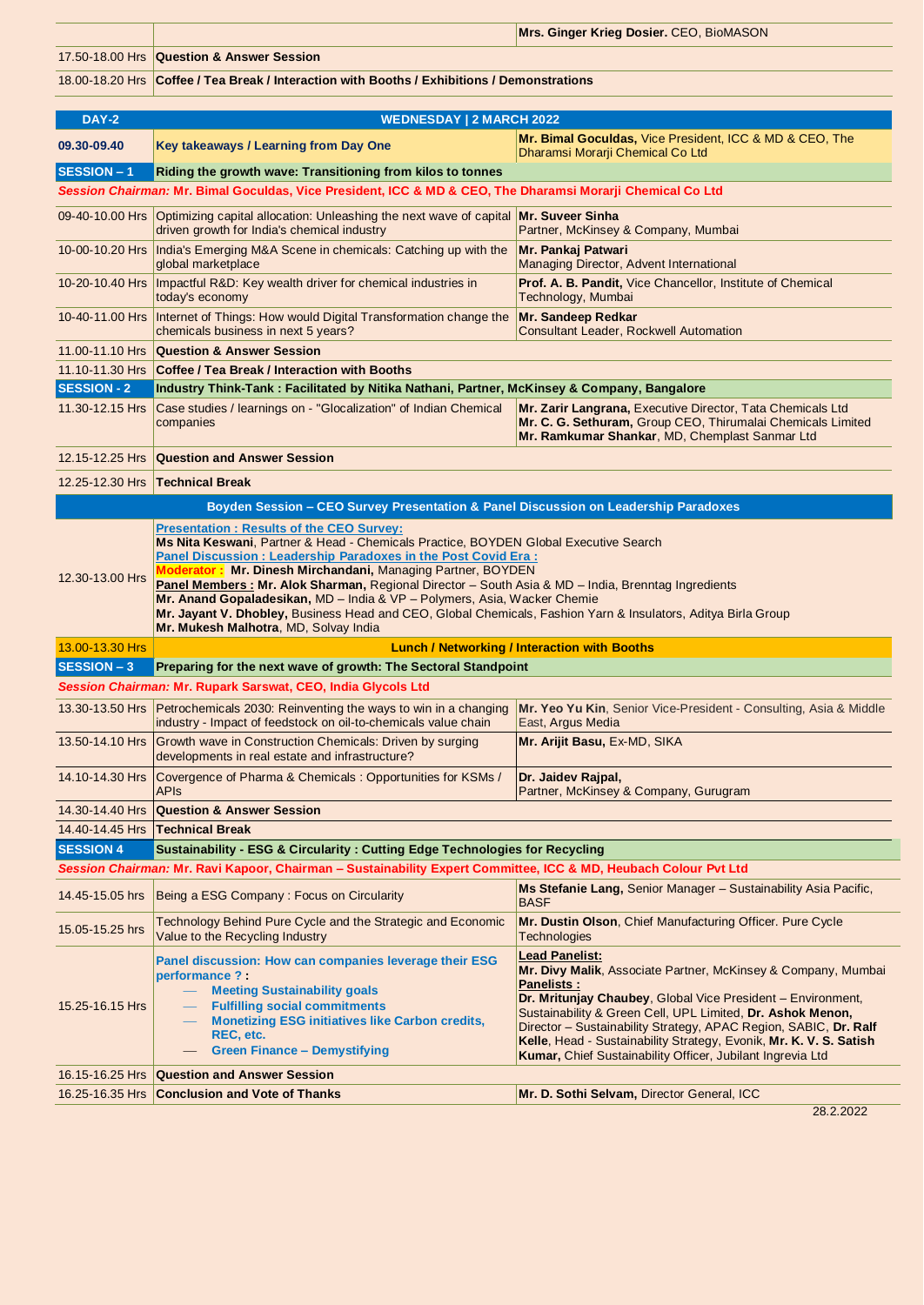| | | |
|---|---|---|
| | | **Mrs. Ginger Krieg Dosier.** CEO, BioMASON |
| 17.50-18.00 Hrs | **Question & Answer Session** | |
| 18.00-18.20 Hrs | **Coffee / Tea Break / Interaction with Booths / Exhibitions / Demonstrations** | |

| **DAY-2** | **WEDNESDAY \| 2 MARCH 2022** | |
|---|---|---|
| **09.30-09.40** | **Key takeaways / Learning from Day One** | **Mr. Bimal Goculdas,** Vice President, ICC & MD & CEO, The Dharamsi Morarji Chemical Co Ltd |
| **SESSION – 1** | **Riding the growth wave: Transitioning from kilos to tonnes** | |
| ***Session Chairman:* Mr. Bimal Goculdas, Vice President, ICC & MD & CEO, The Dharamsi Morarji Chemical Co Ltd** | | |
| 09-40-10.00 Hrs | Optimizing capital allocation: Unleashing the next wave of capital driven growth for India's chemical industry | **Mr. Suveer Sinha** Partner, McKinsey & Company, Mumbai |
| 10-00-10.20 Hrs | India's Emerging M&A Scene in chemicals: Catching up with the global marketplace | **Mr. Pankaj Patwari** Managing Director, Advent International |
| 10-20-10.40 Hrs | Impactful R&D: Key wealth driver for chemical industries in today's economy | **Prof. A. B. Pandit,** Vice Chancellor, Institute of Chemical Technology, Mumbai |
| 10-40-11.00 Hrs | Internet of Things: How would Digital Transformation change the chemicals business in next 5 years? | **Mr. Sandeep Redkar** Consultant Leader, Rockwell Automation |
| 11.00-11.10 Hrs | **Question & Answer Session** | |
| 11.10-11.30 Hrs | **Coffee / Tea Break / Interaction with Booths** | |
| **SESSION - 2** | **Industry Think-Tank : Facilitated by Nitika Nathani, Partner, McKinsey & Company, Bangalore** | |
| 11.30-12.15 Hrs | Case studies / learnings on - "Glocalization" of Indian Chemical companies | **Mr. Zarir Langrana,** Executive Director, Tata Chemicals Ltd<br>**Mr. C. G. Sethuram,** Group CEO, Thirumalai Chemicals Limited<br>**Mr. Ramkumar Shankar**, MD, Chemplast Sanmar Ltd |
| 12.15-12.25 Hrs | **Question and Answer Session** | |
| 12.25-12.30 Hrs | **Technical Break** | |
| | **Boyden Session – CEO Survey Presentation & Panel Discussion on Leadership Paradoxes** | |
| 12.30-13.00 Hrs | **Presentation : Results of the CEO Survey:**<br>**Ms Nita Keswani**, Partner & Head - Chemicals Practice, BOYDEN Global Executive Search<br>**Panel Discussion : Leadership Paradoxes in the Post Covid Era :**<br>**Moderator : Mr. Dinesh Mirchandani,** Managing Partner, BOYDEN<br>**Panel Members : Mr. Alok Sharman,** Regional Director – South Asia & MD – India, Brenntag Ingredients<br>**Mr. Anand Gopaladesikan,** MD – India & VP – Polymers, Asia, Wacker Chemie<br>**Mr. Jayant V. Dhobley,** Business Head and CEO, Global Chemicals, Fashion Yarn & Insulators, Aditya Birla Group<br>**Mr. Mukesh Malhotra**, MD, Solvay India | |
| 13.00-13.30 Hrs | **Lunch / Networking / Interaction with Booths** | |
| **SESSION – 3** | **Preparing for the next wave of growth: The Sectoral Standpoint** | |
| ***Session Chairman:* Mr. Rupark Sarswat, CEO, India Glycols Ltd** | | |
| 13.30-13.50 Hrs | Petrochemicals 2030: Reinventing the ways to win in a changing industry - Impact of feedstock on oil-to-chemicals value chain | **Mr. Yeo Yu Kin**, Senior Vice-President - Consulting, Asia & Middle East, Argus Media |
| 13.50-14.10 Hrs | Growth wave in Construction Chemicals: Driven by surging developments in real estate and infrastructure? | **Mr. Arijit Basu,** Ex-MD, SIKA |
| 14.10-14.30 Hrs | Covergence of Pharma & Chemicals : Opportunities for KSMs / APIs | **Dr. Jaidev Rajpal,** Partner, McKinsey & Company, Gurugram |
| 14.30-14.40 Hrs | **Question & Answer Session** | |
| 14.40-14.45 Hrs | **Technical Break** | |
| **SESSION 4** | **Sustainability - ESG & Circularity : Cutting Edge Technologies for Recycling** | |
| ***Session Chairman:* Mr. Ravi Kapoor, Chairman – Sustainability Expert Committee, ICC & MD, Heubach Colour Pvt Ltd** | | |
| 14.45-15.05 hrs | Being a ESG Company : Focus on Circularity | **Ms Stefanie Lang,** Senior Manager – Sustainability Asia Pacific, BASF |
| 15.05-15.25 hrs | Technology Behind Pure Cycle and the Strategic and Economic Value to the Recycling Industry | **Mr. Dustin Olson**, Chief Manufacturing Officer. Pure Cycle Technologies |
| 15.25-16.15 Hrs | **Panel discussion: How can companies leverage their ESG performance ? :**<br>— **Meeting Sustainability goals**<br>— **Fulfilling social commitments**<br>— **Monetizing ESG initiatives like Carbon credits, REC, etc.**<br>— **Green Finance – Demystifying** | **Lead Panelist:**<br>**Mr. Divy Malik**, Associate Partner, McKinsey & Company, Mumbai<br>**Panelists :**<br>**Dr. Mritunjay Chaubey**, Global Vice President – Environment, Sustainability & Green Cell, UPL Limited, **Dr. Ashok Menon,** Director – Sustainability Strategy, APAC Region, SABIC, **Dr. Ralf Kelle**, Head - Sustainability Strategy, Evonik, **Mr. K. V. S. Satish Kumar,** Chief Sustainability Officer, Jubilant Ingrevia Ltd |
| 16.15-16.25 Hrs | **Question and Answer Session** | |
| 16.25-16.35 Hrs | **Conclusion and Vote of Thanks** | **Mr. D. Sothi Selvam,** Director General, ICC |

28.2.2022